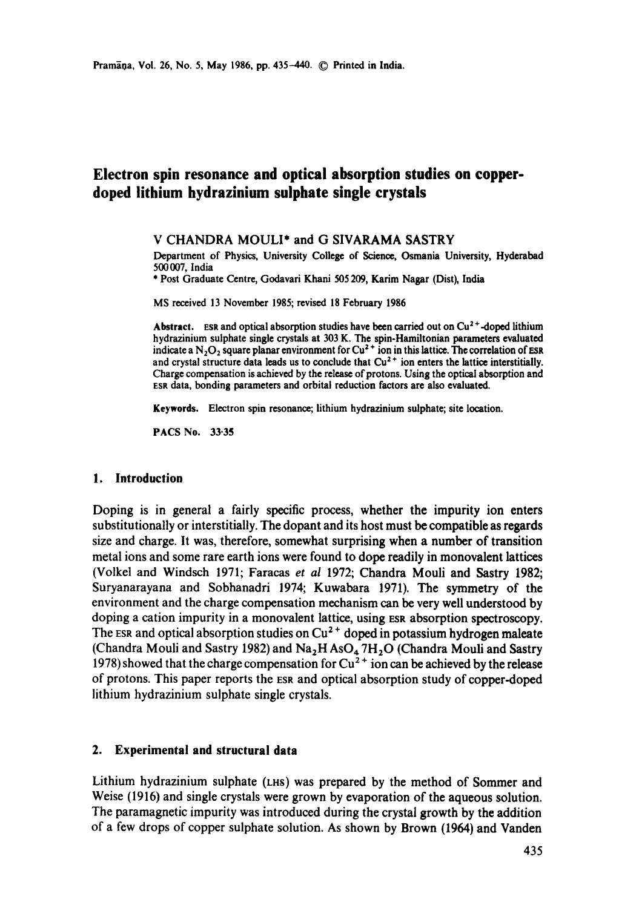# Electron spin resonance and optical absorption studies on copper-doped lithium hydrazinium sulphate single crystals

V CHANDRA MOULI* and G SIVARAMA SASTRY

Department of Physics, University College of Science, Osmania University, Hyderabad 500 007, India

* Post Graduate Centre, Godavari Khani 505 209, Karim Nagar (Dist), India

MS received 13 November 1985; revised 18 February 1986

**Abstract.** ESR and optical absorption studies have been carried out on $Cu^{2+}$-doped lithium hydrazinium sulphate single crystals at 303 K. The spin-Hamiltonian parameters evaluated indicate a $N_2O_2$ square planar environment for $Cu^{2+}$ ion in this lattice. The correlation of ESR and crystal structure data leads us to conclude that $Cu^{2+}$ ion enters the lattice interstitially. Charge compensation is achieved by the release of protons. Using the optical absorption and ESR data, bonding parameters and orbital reduction factors are also evaluated.

**Keywords.** Electron spin resonance; lithium hydrazinium sulphate; site location.

**PACS No.** 33·35

## 1. Introduction

Doping is in general a fairly specific process, whether the impurity ion enters substitutionally or interstitially. The dopant and its host must be compatible as regards size and charge. It was, therefore, somewhat surprising when a number of transition metal ions and some rare earth ions were found to dope readily in monovalent lattices (Volkel and Windsch 1971; Faracas *et al* 1972; Chandra Mouli and Sastry 1982; Suryanarayana and Sobhanadri 1974; Kuwabara 1971). The symmetry of the environment and the charge compensation mechanism can be very well understood by doping a cation impurity in a monovalent lattice, using ESR absorption spectroscopy. The ESR and optical absorption studies on $Cu^{2+}$ doped in potassium hydrogen maleate (Chandra Mouli and Sastry 1982) and $Na_2HAsO_4\,7H_2O$ (Chandra Mouli and Sastry 1978) showed that the charge compensation for $Cu^{2+}$ ion can be achieved by the release of protons. This paper reports the ESR and optical absorption study of copper-doped lithium hydrazinium sulphate single crystals.

## 2. Experimental and structural data

Lithium hydrazinium sulphate (LHS) was prepared by the method of Sommer and Weise (1916) and single crystals were grown by evaporation of the aqueous solution. The paramagnetic impurity was introduced during the crystal growth by the addition of a few drops of copper sulphate solution. As shown by Brown (1964) and Vanden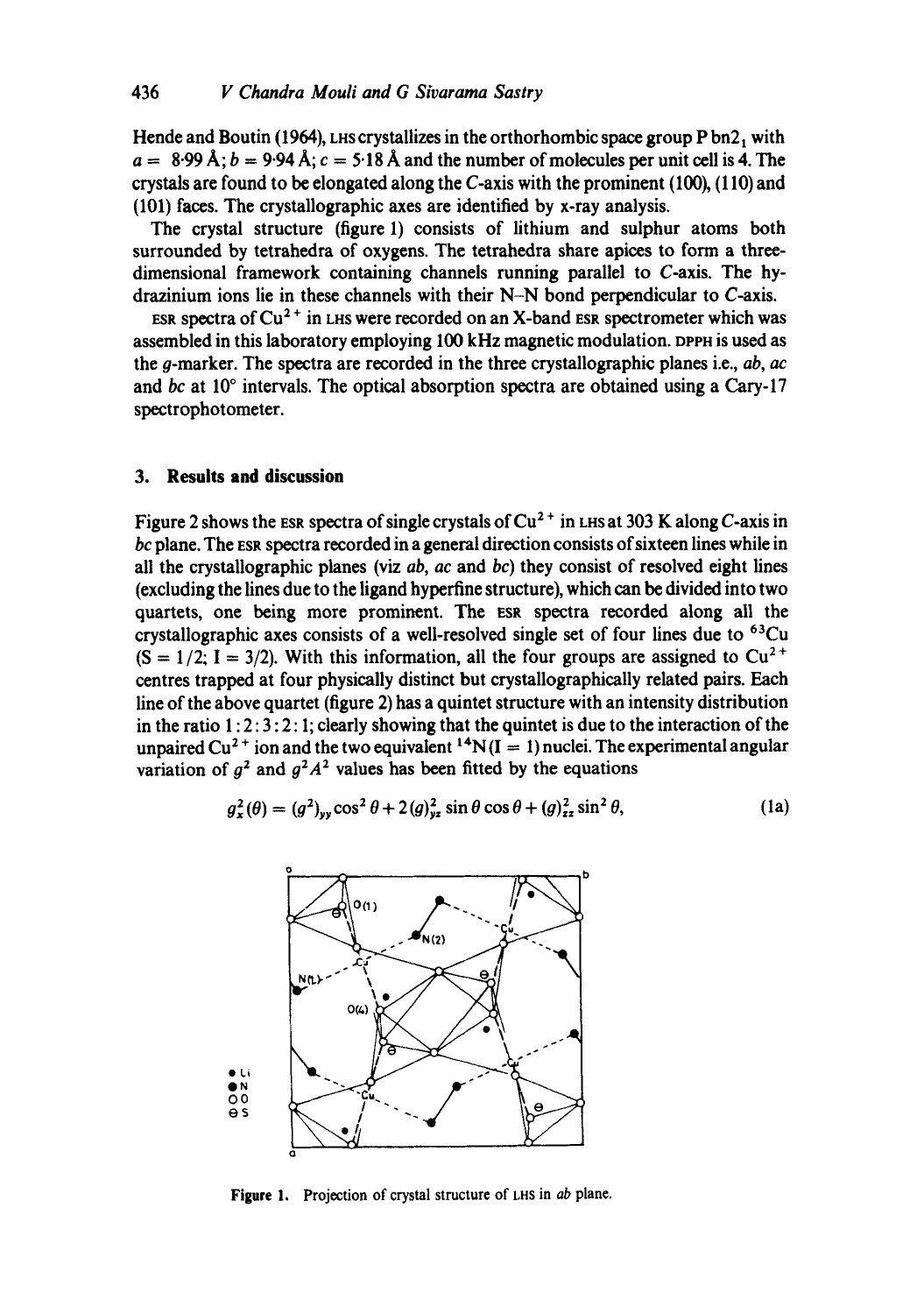Hende and Boutin (1964), LHS crystallizes in the orthorhombic space group P $bn2_1$ with $a = 8{\cdot}99$ Å; $b = 9{\cdot}94$ Å; $c = 5{\cdot}18$ Å and the number of molecules per unit cell is 4. The crystals are found to be elongated along the $C$-axis with the prominent (100), (110) and (101) faces. The crystallographic axes are identified by x-ray analysis.

The crystal structure (figure 1) consists of lithium and sulphur atoms both surrounded by tetrahedra of oxygens. The tetrahedra share apices to form a three-dimensional framework containing channels running parallel to $C$-axis. The hydrazinium ions lie in these channels with their N–N bond perpendicular to $C$-axis.

ESR spectra of $Cu^{2+}$ in LHS were recorded on an X-band ESR spectrometer which was assembled in this laboratory employing 100 kHz magnetic modulation. DPPH is used as the $g$-marker. The spectra are recorded in the three crystallographic planes i.e., $ab$, $ac$ and $bc$ at 10° intervals. The optical absorption spectra are obtained using a Cary-17 spectrophotometer.

## 3. Results and discussion

Figure 2 shows the ESR spectra of single crystals of $Cu^{2+}$ in LHS at 303 K along $C$-axis in $bc$ plane. The ESR spectra recorded in a general direction consists of sixteen lines while in all the crystallographic planes (viz $ab$, $ac$ and $bc$) they consist of resolved eight lines (excluding the lines due to the ligand hyperfine structure), which can be divided into two quartets, one being more prominent. The ESR spectra recorded along all the crystallographic axes consists of a well-resolved single set of four lines due to $^{63}Cu$ ($S = 1/2$; $I = 3/2$). With this information, all the four groups are assigned to $Cu^{2+}$ centres trapped at four physically distinct but crystallographically related pairs. Each line of the above quartet (figure 2) has a quintet structure with an intensity distribution in the ratio 1 : 2 : 3 : 2 : 1; clearly showing that the quintet is due to the interaction of the unpaired $Cu^{2+}$ ion and the two equivalent $^{14}N$ ($I = 1$) nuclei. The experimental angular variation of $g^2$ and $g^2A^2$ values has been fitted by the equations

$$g_x^2(\theta) = (g^2)_{yy}\cos^2\theta + 2(g)_{yz}^2\sin\theta\cos\theta + (g)_{zz}^2\sin^2\theta, \tag{1a}$$

Figure 1. Projection of crystal structure of LHS in $ab$ plane.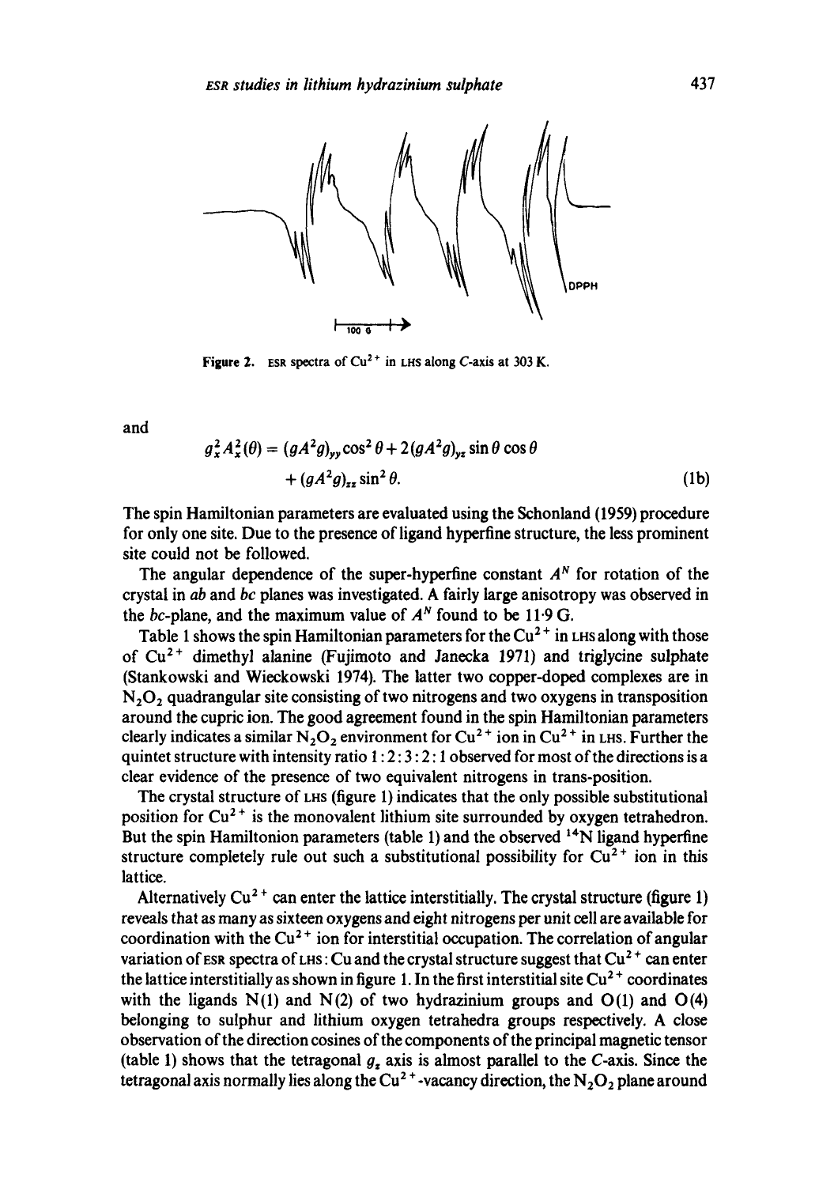Figure 2. ESR spectra of $Cu^{2+}$ in LHS along $C$-axis at 303 K.

and

$$g_x^2 A_x^2(\theta) = (gA^2g)_{yy}\cos^2\theta + 2(gA^2g)_{yz}\sin\theta\cos\theta + (gA^2g)_{zz}\sin^2\theta. \quad (1b)$$

The spin Hamiltonian parameters are evaluated using the Schonland (1959) procedure for only one site. Due to the presence of ligand hyperfine structure, the less prominent site could not be followed.

The angular dependence of the super-hyperfine constant $A^N$ for rotation of the crystal in $ab$ and $bc$ planes was investigated. A fairly large anisotropy was observed in the $bc$-plane, and the maximum value of $A^N$ found to be 11·9 G.

Table 1 shows the spin Hamiltonian parameters for the $Cu^{2+}$ in LHS along with those of $Cu^{2+}$ dimethyl alanine (Fujimoto and Janecka 1971) and triglycine sulphate (Stankowski and Wieckowski 1974). The latter two copper-doped complexes are in $N_2O_2$ quadrangular site consisting of two nitrogens and two oxygens in transposition around the cupric ion. The good agreement found in the spin Hamiltonian parameters clearly indicates a similar $N_2O_2$ environment for $Cu^{2+}$ ion in $Cu^{2+}$ in LHS. Further the quintet structure with intensity ratio 1 : 2 : 3 : 2 : 1 observed for most of the directions is a clear evidence of the presence of two equivalent nitrogens in trans-position.

The crystal structure of LHS (figure 1) indicates that the only possible substitutional position for $Cu^{2+}$ is the monovalent lithium site surrounded by oxygen tetrahedron. But the spin Hamiltonion parameters (table 1) and the observed $^{14}N$ ligand hyperfine structure completely rule out such a substitutional possibility for $Cu^{2+}$ ion in this lattice.

Alternatively $Cu^{2+}$ can enter the lattice interstitially. The crystal structure (figure 1) reveals that as many as sixteen oxygens and eight nitrogens per unit cell are available for coordination with the $Cu^{2+}$ ion for interstitial occupation. The correlation of angular variation of ESR spectra of LHS : Cu and the crystal structure suggest that $Cu^{2+}$ can enter the lattice interstitially as shown in figure 1. In the first interstitial site $Cu^{2+}$ coordinates with the ligands N(1) and N(2) of two hydrazinium groups and O(1) and O(4) belonging to sulphur and lithium oxygen tetrahedra groups respectively. A close observation of the direction cosines of the components of the principal magnetic tensor (table 1) shows that the tetragonal $g_z$ axis is almost parallel to the $C$-axis. Since the tetragonal axis normally lies along the $Cu^{2+}$-vacancy direction, the $N_2O_2$ plane around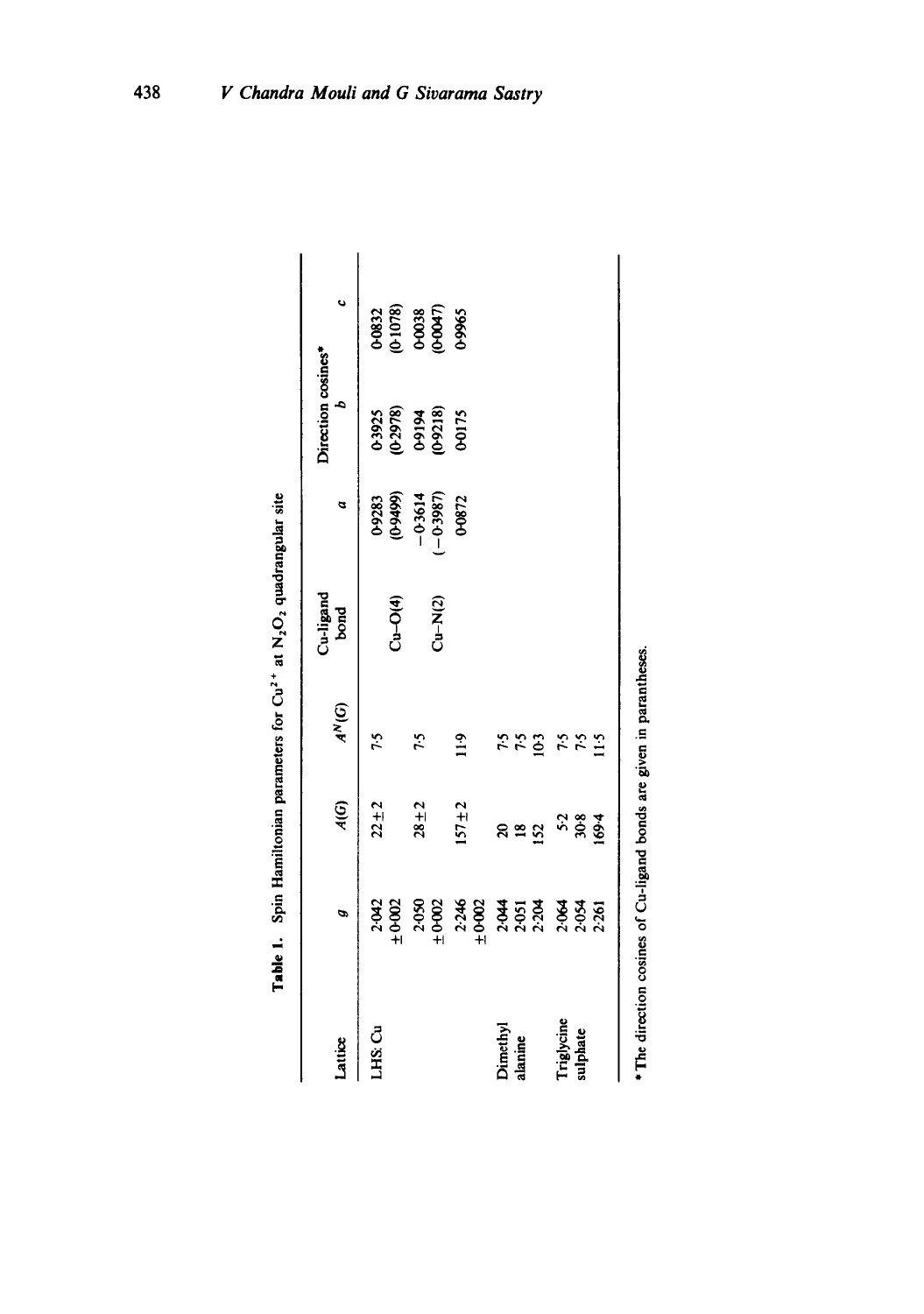**Table 1.** Spin Hamiltonian parameters for $Cu^{2+}$ at $N_2O_2$ quadrangular site

| Lattice | $g$ | $A(G)$ | $A^N(G)$ | Cu-ligand bond | Direction cosines* $a$ | $b$ | $c$ |
|---|---|---|---|---|---|---|---|
| LHS: Cu | 2·042 ± 0·002 | 22 ± 2 | 7·5 | | 0·9283 | 0·3925 | 0·0832 |
| | | | | Cu–O(4) | (0·9499) | (0·2978) | (0·1078) |
| | 2·050 ± 0·002 | 28 ± 2 | 7·5 | | −0·3614 | 0·9194 | 0·0038 |
| | | | | Cu–N(2) | (−0·3987) | (0·9218) | (0·0047) |
| | 2·246 ± 0·002 | 157 ± 2 | 11·9 | | 0·0872 | 0·0175 | 0·9965 |
| Dimethyl alanine | 2·044 | 20 | 7·5 | | | | |
| | 2·051 | 18 | 7·5 | | | | |
| | 2·204 | 152 | 10·3 | | | | |
| Triglycine sulphate | 2·064 | 5·2 | 7·5 | | | | |
| | 2·054 | 30·8 | 7·5 | | | | |
| | 2·261 | 169·4 | 11·5 | | | | |

\* The direction cosines of Cu-ligand bonds are given in parantheses.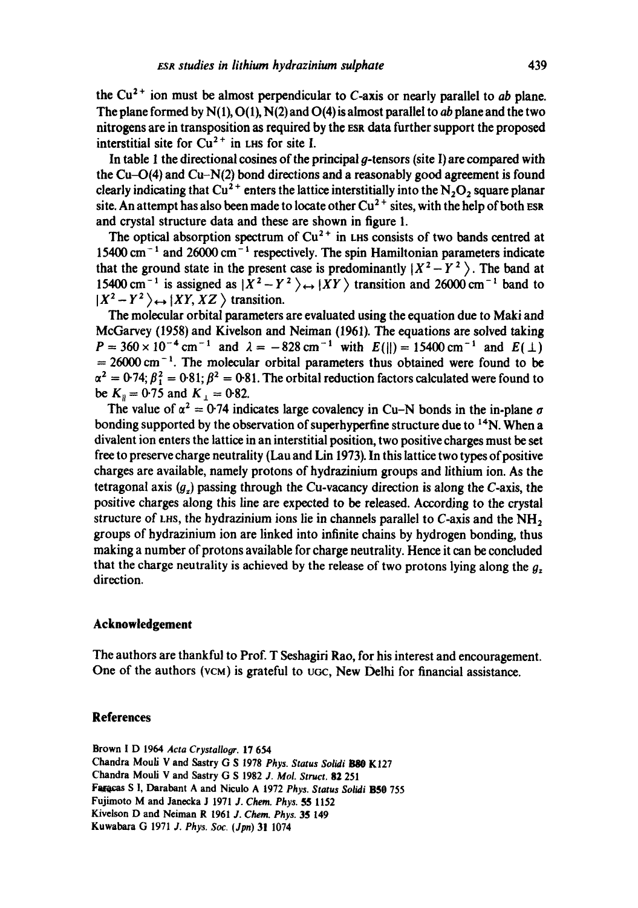the $Cu^{2+}$ ion must be almost perpendicular to C-axis or nearly parallel to ab plane. The plane formed by N(1), O(1), N(2) and O(4) is almost parallel to ab plane and the two nitrogens are in transposition as required by the ESR data further support the proposed interstitial site for $Cu^{2+}$ in LHS for site I.

In table 1 the directional cosines of the principal g-tensors (site I) are compared with the Cu–O(4) and Cu–N(2) bond directions and a reasonably good agreement is found clearly indicating that $Cu^{2+}$ enters the lattice interstitially into the $N_2O_2$ square planar site. An attempt has also been made to locate other $Cu^{2+}$ sites, with the help of both ESR and crystal structure data and these are shown in figure 1.

The optical absorption spectrum of $Cu^{2+}$ in LHS consists of two bands centred at $15400\ \mathrm{cm}^{-1}$ and $26000\ \mathrm{cm}^{-1}$ respectively. The spin Hamiltonian parameters indicate that the ground state in the present case is predominantly $|X^2 - Y^2\rangle$. The band at $15400\ \mathrm{cm}^{-1}$ is assigned as $|X^2 - Y^2\rangle \leftrightarrow |XY\rangle$ transition and $26000\ \mathrm{cm}^{-1}$ band to $|X^2 - Y^2\rangle \leftrightarrow |XY, XZ\rangle$ transition.

The molecular orbital parameters are evaluated using the equation due to Maki and McGarvey (1958) and Kivelson and Neiman (1961). The equations are solved taking $P = 360 \times 10^{-4}\ \mathrm{cm}^{-1}$ and $\lambda = -828\ \mathrm{cm}^{-1}$ with $E(\|) = 15400\ \mathrm{cm}^{-1}$ and $E(\perp) = 26000\ \mathrm{cm}^{-1}$. The molecular orbital parameters thus obtained were found to be $\alpha^2 = 0{\cdot}74$; $\beta_1^2 = 0{\cdot}81$; $\beta^2 = 0{\cdot}81$. The orbital reduction factors calculated were found to be $K_\| = 0{\cdot}75$ and $K_\perp = 0{\cdot}82$.

The value of $\alpha^2 = 0{\cdot}74$ indicates large covalency in Cu–N bonds in the in-plane $\sigma$ bonding supported by the observation of superhyperfine structure due to $^{14}N$. When a divalent ion enters the lattice in an interstitial position, two positive charges must be set free to preserve charge neutrality (Lau and Lin 1973). In this lattice two types of positive charges are available, namely protons of hydrazinium groups and lithium ion. As the tetragonal axis ($g_z$) passing through the Cu-vacancy direction is along the C-axis, the positive charges along this line are expected to be released. According to the crystal structure of LHS, the hydrazinium ions lie in channels parallel to C-axis and the $NH_2$ groups of hydrazinium ion are linked into infinite chains by hydrogen bonding, thus making a number of protons available for charge neutrality. Hence it can be concluded that the charge neutrality is achieved by the release of two protons lying along the $g_z$ direction.

## Acknowledgement

The authors are thankful to Prof. T Seshagiri Rao, for his interest and encouragement. One of the authors (VCM) is grateful to UGC, New Delhi for financial assistance.

## References

Brown I D 1964 *Acta Crystallogr.* **17** 654

Chandra Mouli V and Sastry G S 1978 *Phys. Status Solidi* **B80** K127

Chandra Mouli V and Sastry G S 1982 *J. Mol. Struct.* **82** 251

Faracas S I, Darabant A and Niculo A 1972 *Phys. Status Solidi* **B50** 755

Fujimoto M and Janecka J 1971 *J. Chem. Phys.* **55** 1152

Kivelson D and Neiman R 1961 *J. Chem. Phys.* **35** 149

Kuwabara G 1971 *J. Phys. Soc. (Jpn)* **31** 1074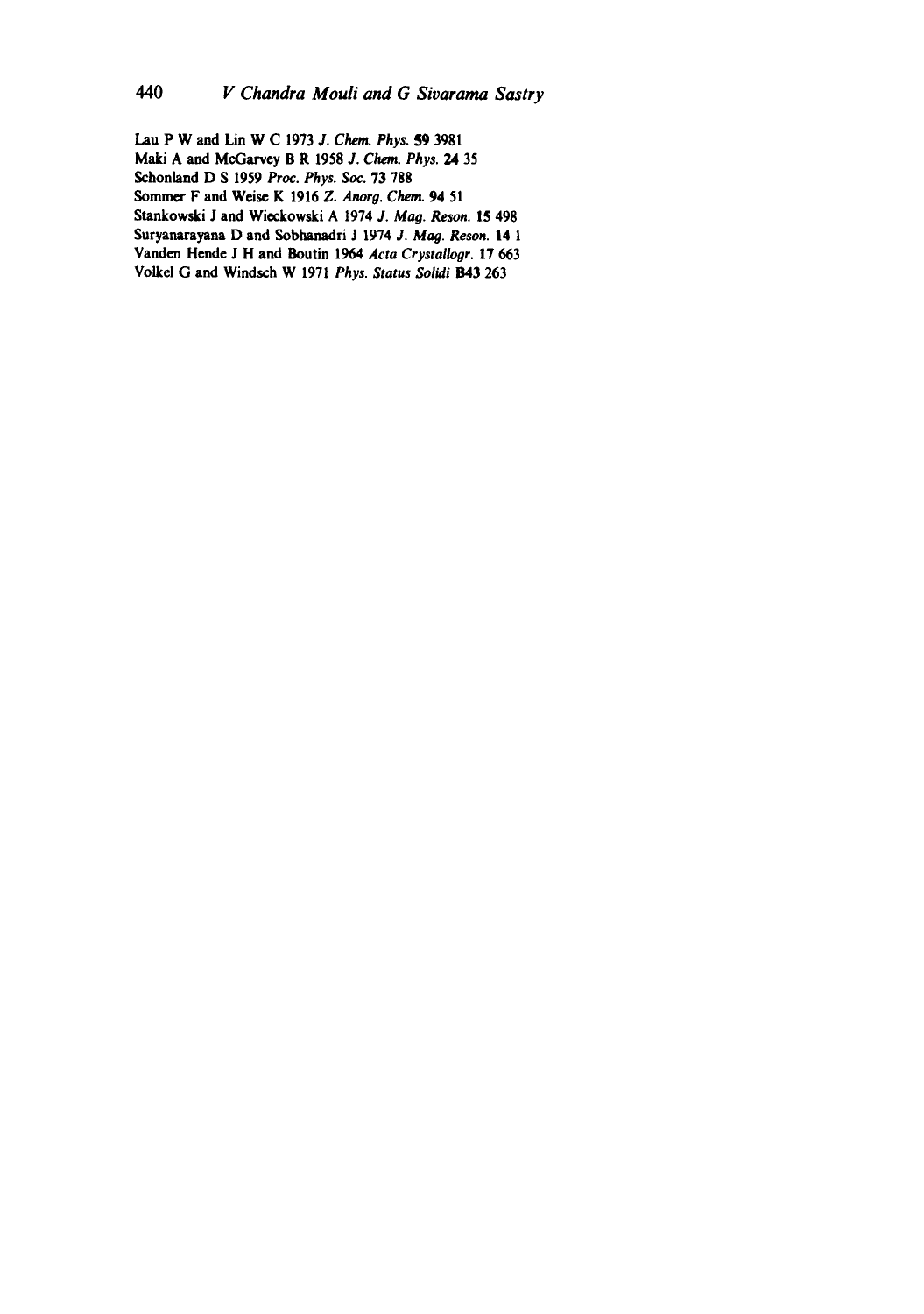Lau P W and Lin W C 1973 *J. Chem. Phys.* **59** 3981
Maki A and McGarvey B R 1958 *J. Chem. Phys.* **24** 35
Schonland D S 1959 *Proc. Phys. Soc.* **73** 788
Sommer F and Weise K 1916 *Z. Anorg. Chem.* **94** 51
Stankowski J and Wieckowski A 1974 *J. Mag. Reson.* **15** 498
Suryanarayana D and Sobhanadri J 1974 *J. Mag. Reson.* **14** 1
Vanden Hende J H and Boutin 1964 *Acta Crystallogr.* **17** 663
Volkel G and Windsch W 1971 *Phys. Status Solidi* **B43** 263